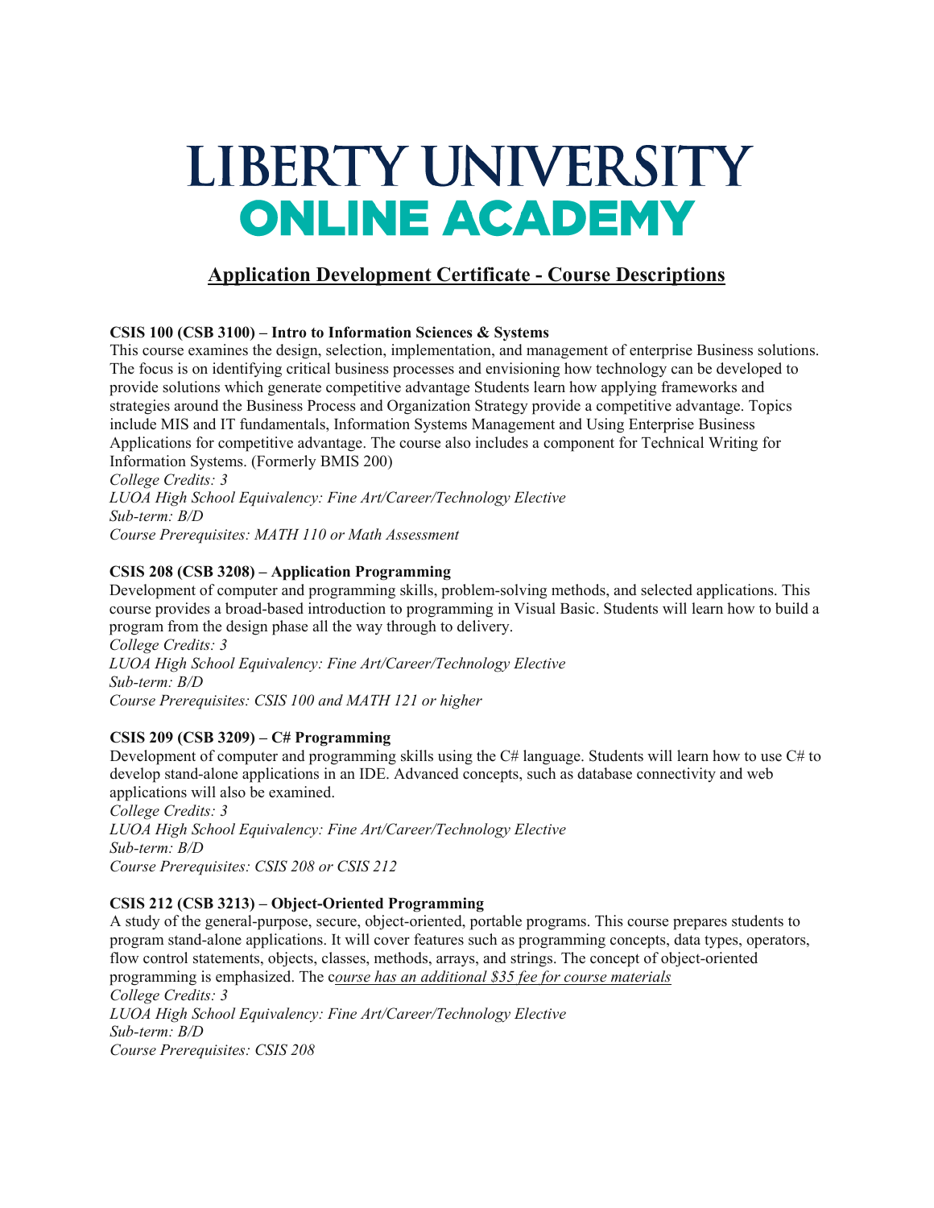# LIBERTY UNIVERSITY
# ONLINE ACADEMY

## Application Development Certificate - Course Descriptions

**CSIS 100 (CSB 3100) – Intro to Information Sciences & Systems**

This course examines the design, selection, implementation, and management of enterprise Business solutions. The focus is on identifying critical business processes and envisioning how technology can be developed to provide solutions which generate competitive advantage Students learn how applying frameworks and strategies around the Business Process and Organization Strategy provide a competitive advantage. Topics include MIS and IT fundamentals, Information Systems Management and Using Enterprise Business Applications for competitive advantage. The course also includes a component for Technical Writing for Information Systems. (Formerly BMIS 200)

*College Credits: 3*
*LUOA High School Equivalency: Fine Art/Career/Technology Elective*
*Sub-term: B/D*
*Course Prerequisites: MATH 110 or Math Assessment*

**CSIS 208 (CSB 3208) – Application Programming**

Development of computer and programming skills, problem-solving methods, and selected applications. This course provides a broad-based introduction to programming in Visual Basic. Students will learn how to build a program from the design phase all the way through to delivery.

*College Credits: 3*
*LUOA High School Equivalency: Fine Art/Career/Technology Elective*
*Sub-term: B/D*
*Course Prerequisites: CSIS 100 and MATH 121 or higher*

**CSIS 209 (CSB 3209) – C# Programming**

Development of computer and programming skills using the C# language. Students will learn how to use C# to develop stand-alone applications in an IDE. Advanced concepts, such as database connectivity and web applications will also be examined.

*College Credits: 3*
*LUOA High School Equivalency: Fine Art/Career/Technology Elective*
*Sub-term: B/D*
*Course Prerequisites: CSIS 208 or CSIS 212*

**CSIS 212 (CSB 3213) – Object-Oriented Programming**

A study of the general-purpose, secure, object-oriented, portable programs. This course prepares students to program stand-alone applications. It will cover features such as programming concepts, data types, operators, flow control statements, objects, classes, methods, arrays, and strings. The concept of object-oriented programming is emphasized. The c*ourse has an additional $35 fee for course materials*

*College Credits: 3*
*LUOA High School Equivalency: Fine Art/Career/Technology Elective*
*Sub-term: B/D*
*Course Prerequisites: CSIS 208*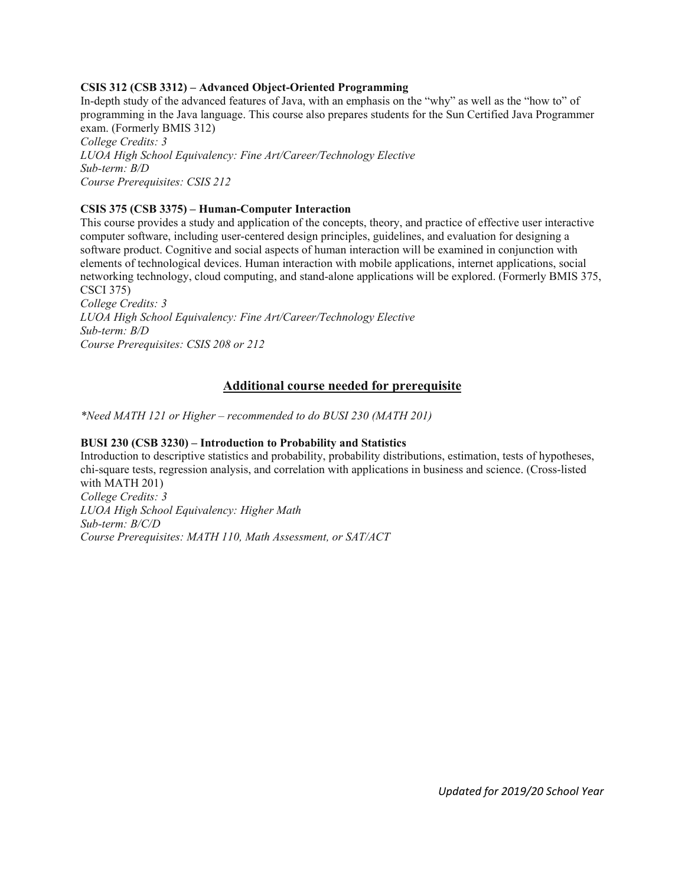**CSIS 312 (CSB 3312) – Advanced Object-Oriented Programming**

In-depth study of the advanced features of Java, with an emphasis on the "why" as well as the "how to" of programming in the Java language. This course also prepares students for the Sun Certified Java Programmer exam. (Formerly BMIS 312)

*College Credits: 3*
*LUOA High School Equivalency: Fine Art/Career/Technology Elective*
*Sub-term: B/D*
*Course Prerequisites: CSIS 212*

**CSIS 375 (CSB 3375) – Human-Computer Interaction**

This course provides a study and application of the concepts, theory, and practice of effective user interactive computer software, including user-centered design principles, guidelines, and evaluation for designing a software product. Cognitive and social aspects of human interaction will be examined in conjunction with elements of technological devices. Human interaction with mobile applications, internet applications, social networking technology, cloud computing, and stand-alone applications will be explored. (Formerly BMIS 375, CSCI 375)

*College Credits: 3*
*LUOA High School Equivalency: Fine Art/Career/Technology Elective*
*Sub-term: B/D*
*Course Prerequisites: CSIS 208 or 212*

## Additional course needed for prerequisite

*\*Need MATH 121 or Higher – recommended to do BUSI 230 (MATH 201)*

**BUSI 230 (CSB 3230) – Introduction to Probability and Statistics**

Introduction to descriptive statistics and probability, probability distributions, estimation, tests of hypotheses, chi-square tests, regression analysis, and correlation with applications in business and science. (Cross-listed with MATH 201)

*College Credits: 3*
*LUOA High School Equivalency: Higher Math*
*Sub-term: B/C/D*
*Course Prerequisites: MATH 110, Math Assessment, or SAT/ACT*